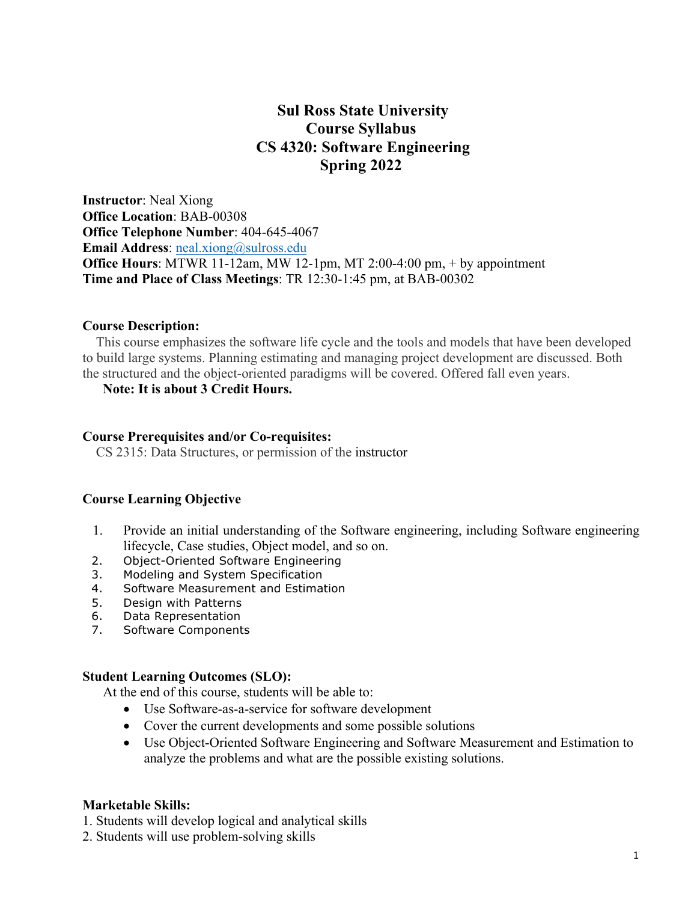# Sul Ross State University
# Course Syllabus
# CS 4320: Software Engineering
# Spring 2022

**Instructor**: Neal Xiong
**Office Location**: BAB-00308
**Office Telephone Number**: 404-645-4067
**Email Address**: neal.xiong@sulross.edu
**Office Hours**: MTWR 11-12am, MW 12-1pm, MT 2:00-4:00 pm, + by appointment
**Time and Place of Class Meetings**: TR 12:30-1:45 pm, at BAB-00302

**Course Description:**

This course emphasizes the software life cycle and the tools and models that have been developed to build large systems. Planning estimating and managing project development are discussed. Both the structured and the object-oriented paradigms will be covered. Offered fall even years.

**Note: It is about 3 Credit Hours.**

**Course Prerequisites and/or Co-requisites:**

CS 2315: Data Structures, or permission of the instructor

**Course Learning Objective**

1. Provide an initial understanding of the Software engineering, including Software engineering lifecycle, Case studies, Object model, and so on.
2. Object-Oriented Software Engineering
3. Modeling and System Specification
4. Software Measurement and Estimation
5. Design with Patterns
6. Data Representation
7. Software Components

**Student Learning Outcomes (SLO):**

At the end of this course, students will be able to:

- Use Software-as-a-service for software development
- Cover the current developments and some possible solutions
- Use Object-Oriented Software Engineering and Software Measurement and Estimation to analyze the problems and what are the possible existing solutions.

**Marketable Skills:**

1. Students will develop logical and analytical skills
2. Students will use problem-solving skills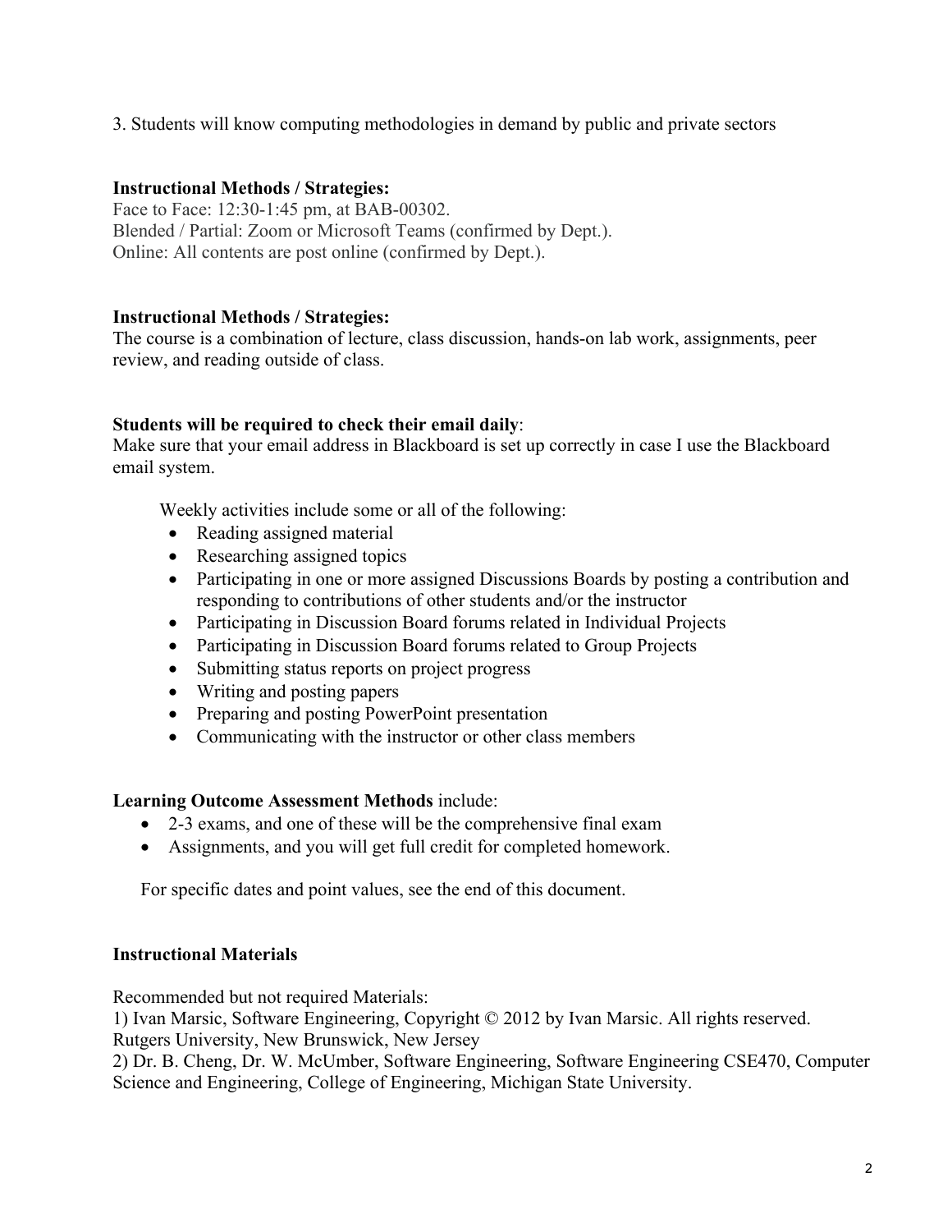3. Students will know computing methodologies in demand by public and private sectors

**Instructional Methods / Strategies:**
Face to Face: 12:30-1:45 pm, at BAB-00302.
Blended / Partial: Zoom or Microsoft Teams (confirmed by Dept.).
Online: All contents are post online (confirmed by Dept.).

**Instructional Methods / Strategies:**
The course is a combination of lecture, class discussion, hands-on lab work, assignments, peer review, and reading outside of class.

**Students will be required to check their email daily**:
Make sure that your email address in Blackboard is set up correctly in case I use the Blackboard email system.

Weekly activities include some or all of the following:

- Reading assigned material
- Researching assigned topics
- Participating in one or more assigned Discussions Boards by posting a contribution and responding to contributions of other students and/or the instructor
- Participating in Discussion Board forums related in Individual Projects
- Participating in Discussion Board forums related to Group Projects
- Submitting status reports on project progress
- Writing and posting papers
- Preparing and posting PowerPoint presentation
- Communicating with the instructor or other class members

**Learning Outcome Assessment Methods** include:

- 2-3 exams, and one of these will be the comprehensive final exam
- Assignments, and you will get full credit for completed homework.

For specific dates and point values, see the end of this document.

**Instructional Materials**

Recommended but not required Materials:
1) Ivan Marsic, Software Engineering, Copyright © 2012 by Ivan Marsic. All rights reserved. Rutgers University, New Brunswick, New Jersey
2) Dr. B. Cheng, Dr. W. McUmber, Software Engineering, Software Engineering CSE470, Computer Science and Engineering, College of Engineering, Michigan State University.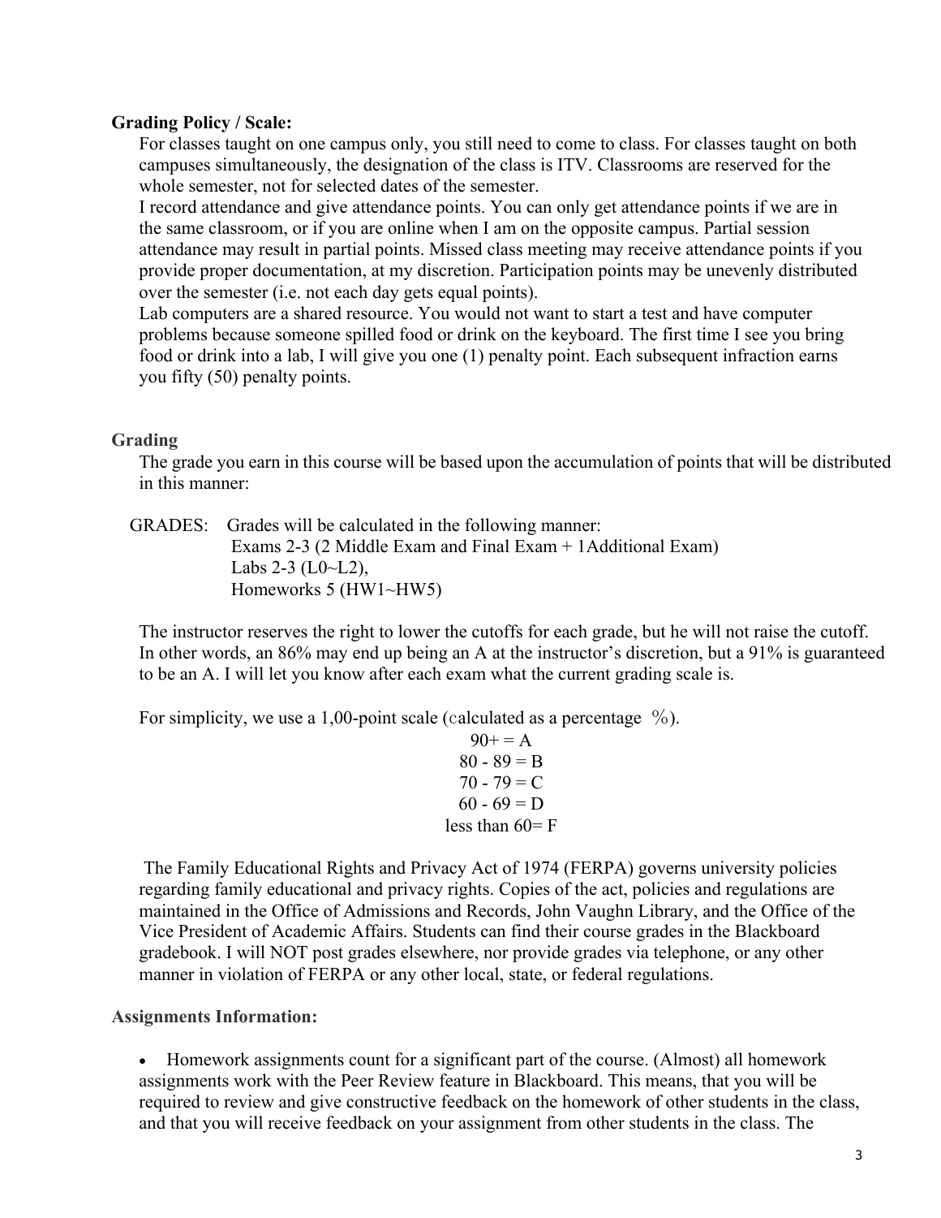**Grading Policy / Scale:**

For classes taught on one campus only, you still need to come to class. For classes taught on both campuses simultaneously, the designation of the class is ITV. Classrooms are reserved for the whole semester, not for selected dates of the semester.

I record attendance and give attendance points. You can only get attendance points if we are in the same classroom, or if you are online when I am on the opposite campus. Partial session attendance may result in partial points. Missed class meeting may receive attendance points if you provide proper documentation, at my discretion. Participation points may be unevenly distributed over the semester (i.e. not each day gets equal points).

Lab computers are a shared resource. You would not want to start a test and have computer problems because someone spilled food or drink on the keyboard. The first time I see you bring food or drink into a lab, I will give you one (1) penalty point. Each subsequent infraction earns you fifty (50) penalty points.

**Grading**

The grade you earn in this course will be based upon the accumulation of points that will be distributed in this manner:

GRADES: Grades will be calculated in the following manner:
Exams 2-3 (2 Middle Exam and Final Exam + 1Additional Exam)
Labs 2-3 (L0~L2),
Homeworks 5 (HW1~HW5)

The instructor reserves the right to lower the cutoffs for each grade, but he will not raise the cutoff. In other words, an 86% may end up being an A at the instructor's discretion, but a 91% is guaranteed to be an A. I will let you know after each exam what the current grading scale is.

For simplicity, we use a 1,00-point scale (calculated as a percentage %).

90+ = A
80 - 89 = B
70 - 79 = C
60 - 69 = D
less than 60= F

The Family Educational Rights and Privacy Act of 1974 (FERPA) governs university policies regarding family educational and privacy rights. Copies of the act, policies and regulations are maintained in the Office of Admissions and Records, John Vaughn Library, and the Office of the Vice President of Academic Affairs. Students can find their course grades in the Blackboard gradebook. I will NOT post grades elsewhere, nor provide grades via telephone, or any other manner in violation of FERPA or any other local, state, or federal regulations.

**Assignments Information:**

- Homework assignments count for a significant part of the course. (Almost) all homework assignments work with the Peer Review feature in Blackboard. This means, that you will be required to review and give constructive feedback on the homework of other students in the class, and that you will receive feedback on your assignment from other students in the class. The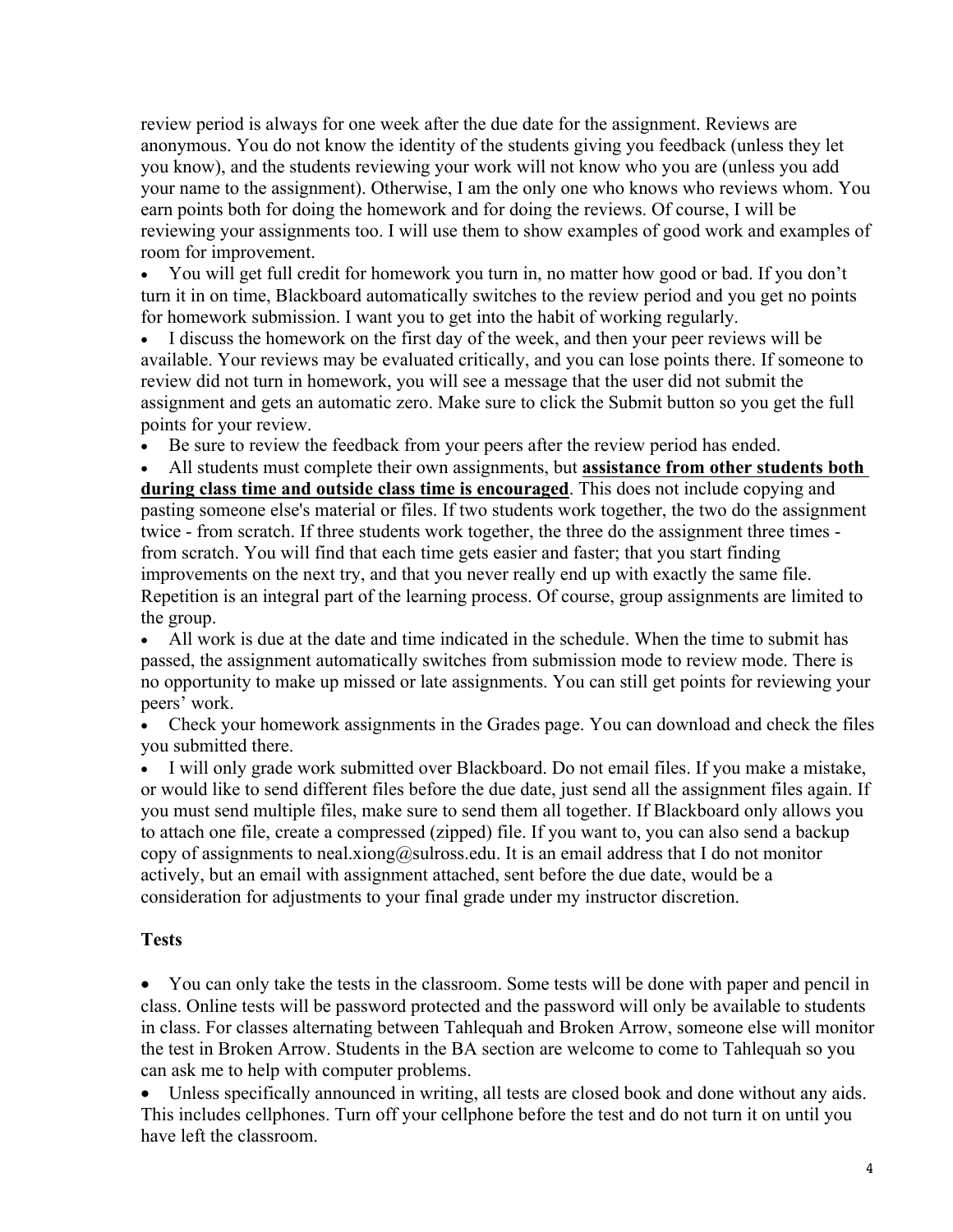review period is always for one week after the due date for the assignment. Reviews are anonymous. You do not know the identity of the students giving you feedback (unless they let you know), and the students reviewing your work will not know who you are (unless you add your name to the assignment). Otherwise, I am the only one who knows who reviews whom. You earn points both for doing the homework and for doing the reviews. Of course, I will be reviewing your assignments too. I will use them to show examples of good work and examples of room for improvement.

- You will get full credit for homework you turn in, no matter how good or bad. If you don't turn it in on time, Blackboard automatically switches to the review period and you get no points for homework submission. I want you to get into the habit of working regularly.
- I discuss the homework on the first day of the week, and then your peer reviews will be available. Your reviews may be evaluated critically, and you can lose points there. If someone to review did not turn in homework, you will see a message that the user did not submit the assignment and gets an automatic zero. Make sure to click the Submit button so you get the full points for your review.
- Be sure to review the feedback from your peers after the review period has ended.
- All students must complete their own assignments, but **<u>assistance from other students both during class time and outside class time is encouraged</u>**. This does not include copying and pasting someone else's material or files. If two students work together, the two do the assignment twice - from scratch. If three students work together, the three do the assignment three times - from scratch. You will find that each time gets easier and faster; that you start finding improvements on the next try, and that you never really end up with exactly the same file. Repetition is an integral part of the learning process. Of course, group assignments are limited to the group.
- All work is due at the date and time indicated in the schedule. When the time to submit has passed, the assignment automatically switches from submission mode to review mode. There is no opportunity to make up missed or late assignments. You can still get points for reviewing your peers' work.
- Check your homework assignments in the Grades page. You can download and check the files you submitted there.
- I will only grade work submitted over Blackboard. Do not email files. If you make a mistake, or would like to send different files before the due date, just send all the assignment files again. If you must send multiple files, make sure to send them all together. If Blackboard only allows you to attach one file, create a compressed (zipped) file. If you want to, you can also send a backup copy of assignments to neal.xiong@sulross.edu. It is an email address that I do not monitor actively, but an email with assignment attached, sent before the due date, would be a consideration for adjustments to your final grade under my instructor discretion.

### Tests

- You can only take the tests in the classroom. Some tests will be done with paper and pencil in class. Online tests will be password protected and the password will only be available to students in class. For classes alternating between Tahlequah and Broken Arrow, someone else will monitor the test in Broken Arrow. Students in the BA section are welcome to come to Tahlequah so you can ask me to help with computer problems.
- Unless specifically announced in writing, all tests are closed book and done without any aids. This includes cellphones. Turn off your cellphone before the test and do not turn it on until you have left the classroom.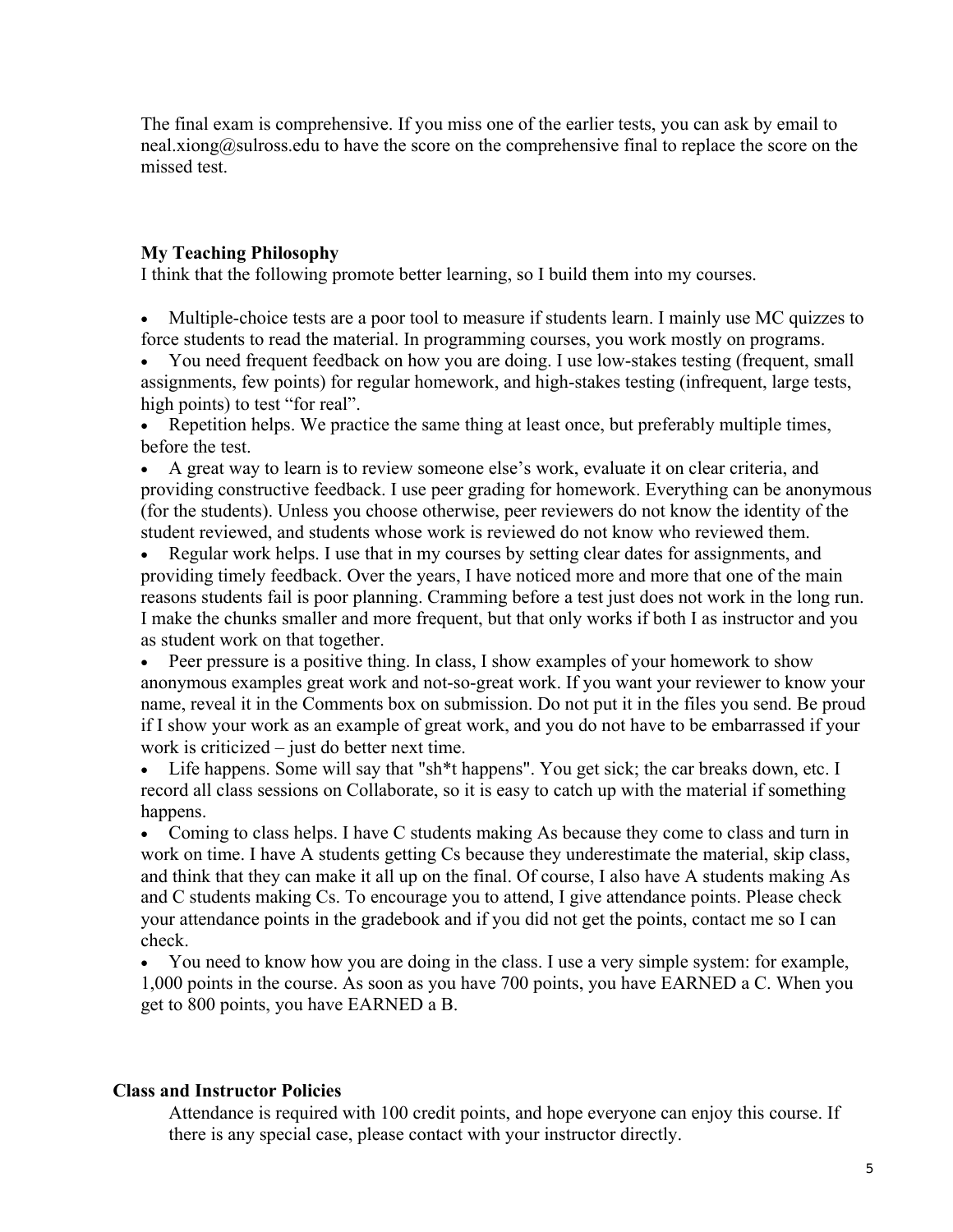The final exam is comprehensive. If you miss one of the earlier tests, you can ask by email to neal.xiong@sulross.edu to have the score on the comprehensive final to replace the score on the missed test.

### My Teaching Philosophy

I think that the following promote better learning, so I build them into my courses.

- Multiple-choice tests are a poor tool to measure if students learn. I mainly use MC quizzes to force students to read the material. In programming courses, you work mostly on programs.
- You need frequent feedback on how you are doing. I use low-stakes testing (frequent, small assignments, few points) for regular homework, and high-stakes testing (infrequent, large tests, high points) to test "for real".
- Repetition helps. We practice the same thing at least once, but preferably multiple times, before the test.
- A great way to learn is to review someone else's work, evaluate it on clear criteria, and providing constructive feedback. I use peer grading for homework. Everything can be anonymous (for the students). Unless you choose otherwise, peer reviewers do not know the identity of the student reviewed, and students whose work is reviewed do not know who reviewed them.
- Regular work helps. I use that in my courses by setting clear dates for assignments, and providing timely feedback. Over the years, I have noticed more and more that one of the main reasons students fail is poor planning. Cramming before a test just does not work in the long run. I make the chunks smaller and more frequent, but that only works if both I as instructor and you as student work on that together.
- Peer pressure is a positive thing. In class, I show examples of your homework to show anonymous examples great work and not-so-great work. If you want your reviewer to know your name, reveal it in the Comments box on submission. Do not put it in the files you send. Be proud if I show your work as an example of great work, and you do not have to be embarrassed if your work is criticized – just do better next time.
- Life happens. Some will say that "sh*t happens". You get sick; the car breaks down, etc. I record all class sessions on Collaborate, so it is easy to catch up with the material if something happens.
- Coming to class helps. I have C students making As because they come to class and turn in work on time. I have A students getting Cs because they underestimate the material, skip class, and think that they can make it all up on the final. Of course, I also have A students making As and C students making Cs. To encourage you to attend, I give attendance points. Please check your attendance points in the gradebook and if you did not get the points, contact me so I can check.
- You need to know how you are doing in the class. I use a very simple system: for example, 1,000 points in the course. As soon as you have 700 points, you have EARNED a C. When you get to 800 points, you have EARNED a B.

### Class and Instructor Policies

Attendance is required with 100 credit points, and hope everyone can enjoy this course. If there is any special case, please contact with your instructor directly.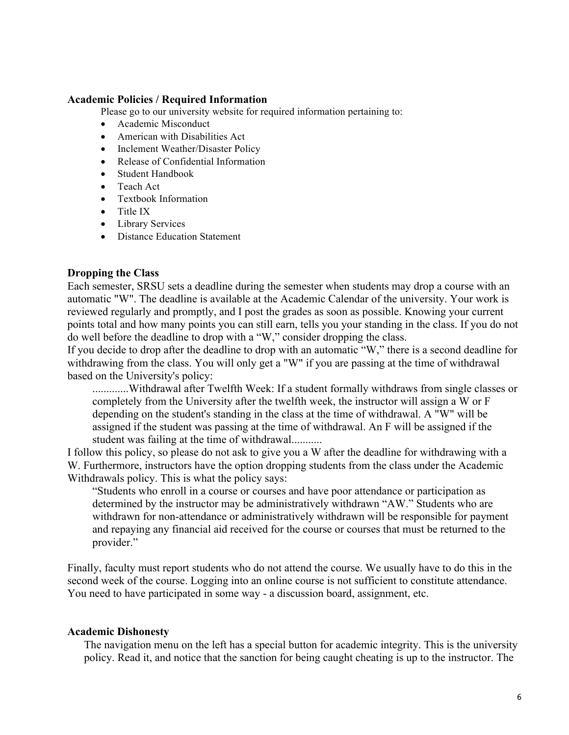**Academic Policies / Required Information**

Please go to our university website for required information pertaining to:

- Academic Misconduct
- American with Disabilities Act
- Inclement Weather/Disaster Policy
- Release of Confidential Information
- Student Handbook
- Teach Act
- Textbook Information
- Title IX
- Library Services
- Distance Education Statement

**Dropping the Class**

Each semester, SRSU sets a deadline during the semester when students may drop a course with an automatic "W". The deadline is available at the Academic Calendar of the university. Your work is reviewed regularly and promptly, and I post the grades as soon as possible. Knowing your current points total and how many points you can still earn, tells you your standing in the class. If you do not do well before the deadline to drop with a "W," consider dropping the class.

If you decide to drop after the deadline to drop with an automatic "W," there is a second deadline for withdrawing from the class. You will only get a "W" if you are passing at the time of withdrawal based on the University's policy:

> .............Withdrawal after Twelfth Week: If a student formally withdraws from single classes or completely from the University after the twelfth week, the instructor will assign a W or F depending on the student's standing in the class at the time of withdrawal. A "W" will be assigned if the student was passing at the time of withdrawal. An F will be assigned if the student was failing at the time of withdrawal...........

I follow this policy, so please do not ask to give you a W after the deadline for withdrawing with a W. Furthermore, instructors have the option dropping students from the class under the Academic Withdrawals policy. This is what the policy says:

> "Students who enroll in a course or courses and have poor attendance or participation as determined by the instructor may be administratively withdrawn "AW." Students who are withdrawn for non-attendance or administratively withdrawn will be responsible for payment and repaying any financial aid received for the course or courses that must be returned to the provider."

Finally, faculty must report students who do not attend the course. We usually have to do this in the second week of the course. Logging into an online course is not sufficient to constitute attendance. You need to have participated in some way - a discussion board, assignment, etc.

**Academic Dishonesty**

The navigation menu on the left has a special button for academic integrity. This is the university policy. Read it, and notice that the sanction for being caught cheating is up to the instructor. The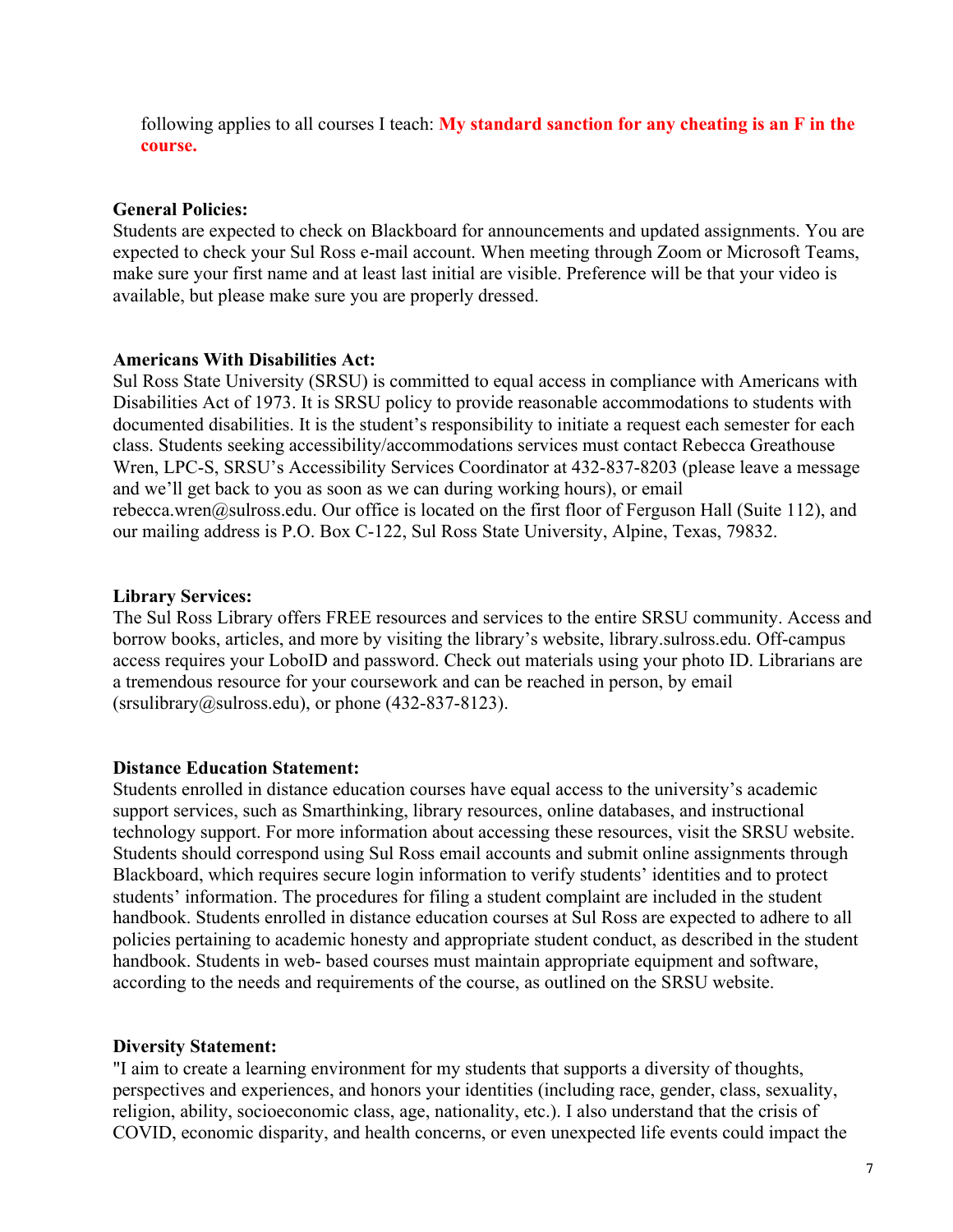following applies to all courses I teach: **My standard sanction for any cheating is an F in the course.**

**General Policies:**
Students are expected to check on Blackboard for announcements and updated assignments. You are expected to check your Sul Ross e-mail account. When meeting through Zoom or Microsoft Teams, make sure your first name and at least last initial are visible. Preference will be that your video is available, but please make sure you are properly dressed.

**Americans With Disabilities Act:**
Sul Ross State University (SRSU) is committed to equal access in compliance with Americans with Disabilities Act of 1973. It is SRSU policy to provide reasonable accommodations to students with documented disabilities. It is the student's responsibility to initiate a request each semester for each class. Students seeking accessibility/accommodations services must contact Rebecca Greathouse Wren, LPC-S, SRSU's Accessibility Services Coordinator at 432-837-8203 (please leave a message and we'll get back to you as soon as we can during working hours), or email rebecca.wren@sulross.edu. Our office is located on the first floor of Ferguson Hall (Suite 112), and our mailing address is P.O. Box C-122, Sul Ross State University, Alpine, Texas, 79832.

**Library Services:**
The Sul Ross Library offers FREE resources and services to the entire SRSU community. Access and borrow books, articles, and more by visiting the library's website, library.sulross.edu. Off-campus access requires your LoboID and password. Check out materials using your photo ID. Librarians are a tremendous resource for your coursework and can be reached in person, by email (srsulibrary@sulross.edu), or phone (432-837-8123).

**Distance Education Statement:**
Students enrolled in distance education courses have equal access to the university's academic support services, such as Smarthinking, library resources, online databases, and instructional technology support. For more information about accessing these resources, visit the SRSU website. Students should correspond using Sul Ross email accounts and submit online assignments through Blackboard, which requires secure login information to verify students' identities and to protect students' information. The procedures for filing a student complaint are included in the student handbook. Students enrolled in distance education courses at Sul Ross are expected to adhere to all policies pertaining to academic honesty and appropriate student conduct, as described in the student handbook. Students in web- based courses must maintain appropriate equipment and software, according to the needs and requirements of the course, as outlined on the SRSU website.

**Diversity Statement:**
"I aim to create a learning environment for my students that supports a diversity of thoughts, perspectives and experiences, and honors your identities (including race, gender, class, sexuality, religion, ability, socioeconomic class, age, nationality, etc.). I also understand that the crisis of COVID, economic disparity, and health concerns, or even unexpected life events could impact the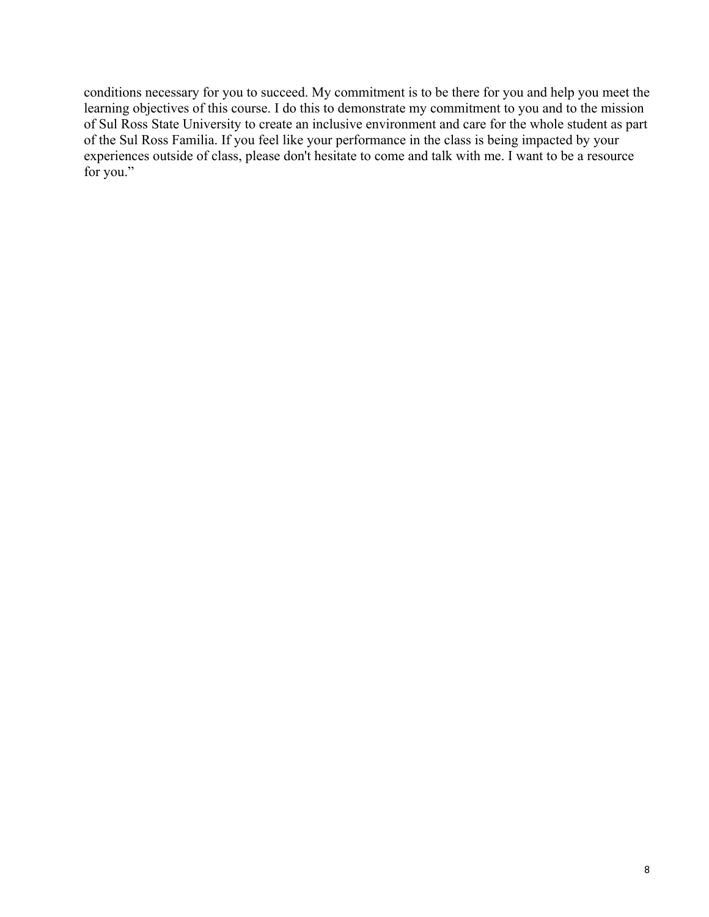conditions necessary for you to succeed. My commitment is to be there for you and help you meet the learning objectives of this course. I do this to demonstrate my commitment to you and to the mission of Sul Ross State University to create an inclusive environment and care for the whole student as part of the Sul Ross Familia. If you feel like your performance in the class is being impacted by your experiences outside of class, please don't hesitate to come and talk with me. I want to be a resource for you."